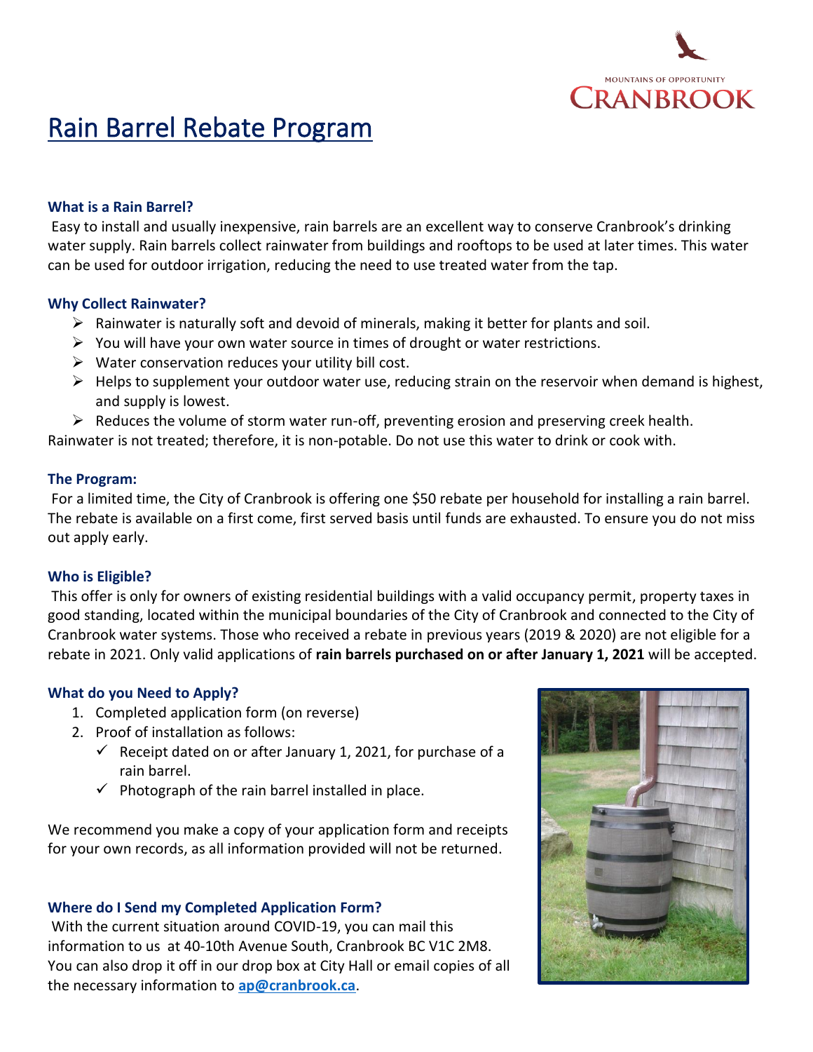MOUNTAINS OF OPPORTUNITY
CRANBROOK

# Rain Barrel Rebate Program

### What is a Rain Barrel?

Easy to install and usually inexpensive, rain barrels are an excellent way to conserve Cranbrook's drinking water supply. Rain barrels collect rainwater from buildings and rooftops to be used at later times. This water can be used for outdoor irrigation, reducing the need to use treated water from the tap.

### Why Collect Rainwater?

- Rainwater is naturally soft and devoid of minerals, making it better for plants and soil.
- You will have your own water source in times of drought or water restrictions.
- Water conservation reduces your utility bill cost.
- Helps to supplement your outdoor water use, reducing strain on the reservoir when demand is highest, and supply is lowest.
- Reduces the volume of storm water run-off, preventing erosion and preserving creek health.

Rainwater is not treated; therefore, it is non-potable. Do not use this water to drink or cook with.

### The Program:

For a limited time, the City of Cranbrook is offering one $50 rebate per household for installing a rain barrel. The rebate is available on a first come, first served basis until funds are exhausted. To ensure you do not miss out apply early.

### Who is Eligible?

This offer is only for owners of existing residential buildings with a valid occupancy permit, property taxes in good standing, located within the municipal boundaries of the City of Cranbrook and connected to the City of Cranbrook water systems. Those who received a rebate in previous years (2019 & 2020) are not eligible for a rebate in 2021. Only valid applications of **rain barrels purchased on or after January 1, 2021** will be accepted.

### What do you Need to Apply?

1. Completed application form (on reverse)
2. Proof of installation as follows:
   - ✓ Receipt dated on or after January 1, 2021, for purchase of a rain barrel.
   - ✓ Photograph of the rain barrel installed in place.

We recommend you make a copy of your application form and receipts for your own records, as all information provided will not be returned.

### Where do I Send my Completed Application Form?

With the current situation around COVID-19, you can mail this information to us at 40-10th Avenue South, Cranbrook BC V1C 2M8. You can also drop it off in our drop box at City Hall or email copies of all the necessary information to **ap@cranbrook.ca**.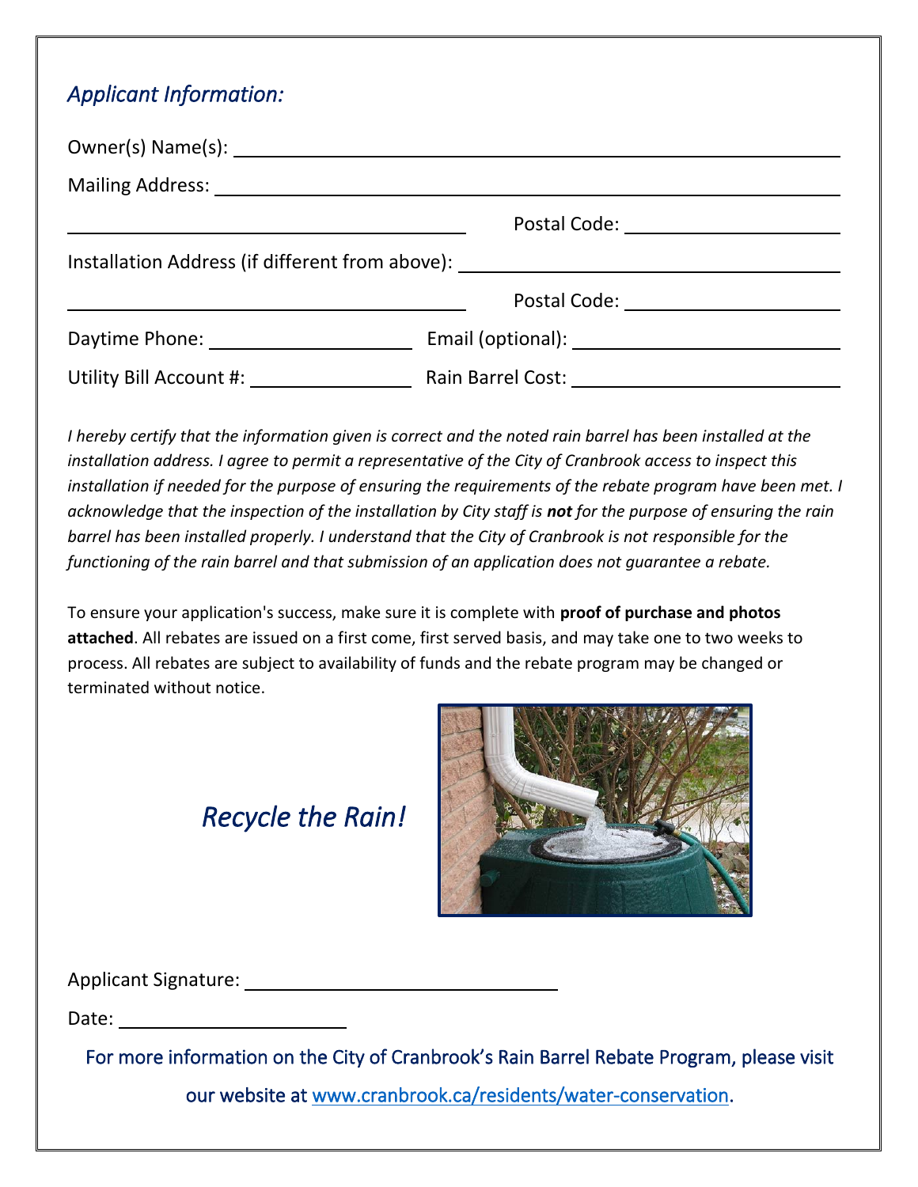## *Applicant Information:*

Owner(s) Name(s): ______________________________

Mailing Address: ______________________________

______________________________ Postal Code: ______________

Installation Address (if different from above): ______________________________

______________________________ Postal Code: ______________

Daytime Phone: ______________ Email (optional): ______________

Utility Bill Account #: ______________ Rain Barrel Cost: ______________

*I hereby certify that the information given is correct and the noted rain barrel has been installed at the installation address. I agree to permit a representative of the City of Cranbrook access to inspect this installation if needed for the purpose of ensuring the requirements of the rebate program have been met. I acknowledge that the inspection of the installation by City staff is* ***not*** *for the purpose of ensuring the rain barrel has been installed properly. I understand that the City of Cranbrook is not responsible for the functioning of the rain barrel and that submission of an application does not guarantee a rebate.*

To ensure your application's success, make sure it is complete with **proof of purchase and photos attached**. All rebates are issued on a first come, first served basis, and may take one to two weeks to process. All rebates are subject to availability of funds and the rebate program may be changed or terminated without notice.

*Recycle the Rain!*

Applicant Signature: ______________________________

Date: ______________

For more information on the City of Cranbrook's Rain Barrel Rebate Program, please visit our website at www.cranbrook.ca/residents/water-conservation.